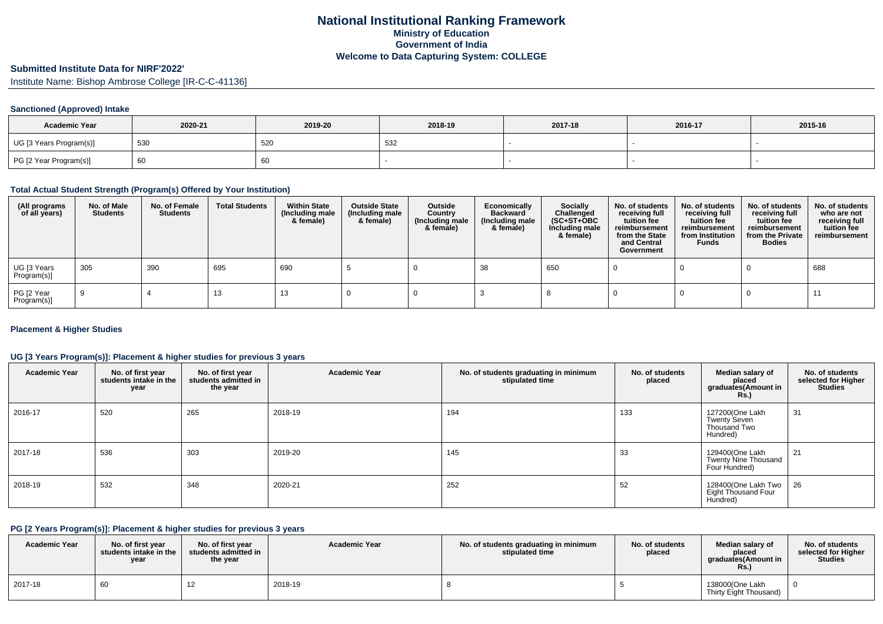# National Institutional Ranking Framework
## Ministry of Education
## Government of India
## Welcome to Data Capturing System: COLLEGE

### Submitted Institute Data for NIRF'2022'

Institute Name: Bishop Ambrose College [IR-C-C-41136]

### Sanctioned (Approved) Intake

| Academic Year | 2020-21 | 2019-20 | 2018-19 | 2017-18 | 2016-17 | 2015-16 |
|---|---|---|---|---|---|---|
| UG [3 Years Program(s)] | 530 | 520 | 532 | - | - | - |
| PG [2 Year Program(s)] | 60 | 60 | - | - | - | - |

### Total Actual Student Strength (Program(s) Offered by Your Institution)

| (All programs of all years) | No. of Male Students | No. of Female Students | Total Students | Within State (Including male & female) | Outside State (Including male & female) | Outside Country (Including male & female) | Economically Backward (Including male & female) | Socially Challenged (SC+ST+OBC Including male & female) | No. of students receiving full tuition fee reimbursement from the State and Central Government | No. of students receiving full tuition fee reimbursement from Institution Funds | No. of students receiving full tuition fee reimbursement from the Private Bodies | No. of students who are not receiving full tuition fee reimbursement |
|---|---|---|---|---|---|---|---|---|---|---|---|---|
| UG [3 Years Program(s)] | 305 | 390 | 695 | 690 | 5 | 0 | 38 | 650 | 0 | 0 | 0 | 688 |
| PG [2 Year Program(s)] | 9 | 4 | 13 | 13 | 0 | 0 | 3 | 8 | 0 | 0 | 0 | 11 |

### Placement & Higher Studies

#### UG [3 Years Program(s)]: Placement & higher studies for previous 3 years

| Academic Year | No. of first year students intake in the year | No. of first year students admitted in the year | Academic Year | No. of students graduating in minimum stipulated time | No. of students placed | Median salary of placed graduates(Amount in Rs.) | No. of students selected for Higher Studies |
|---|---|---|---|---|---|---|---|
| 2016-17 | 520 | 265 | 2018-19 | 194 | 133 | 127200(One Lakh Twenty Seven Thousand Two Hundred) | 31 |
| 2017-18 | 536 | 303 | 2019-20 | 145 | 33 | 129400(One Lakh Twenty Nine Thousand Four Hundred) | 21 |
| 2018-19 | 532 | 348 | 2020-21 | 252 | 52 | 128400(One Lakh Two Eight Thousand Four Hundred) | 26 |

#### PG [2 Years Program(s)]: Placement & higher studies for previous 3 years

| Academic Year | No. of first year students intake in the year | No. of first year students admitted in the year | Academic Year | No. of students graduating in minimum stipulated time | No. of students placed | Median salary of placed graduates(Amount in Rs.) | No. of students selected for Higher Studies |
|---|---|---|---|---|---|---|---|
| 2017-18 | 60 | 12 | 2018-19 | 8 | 5 | 138000(One Lakh Thirty Eight Thousand) | 0 |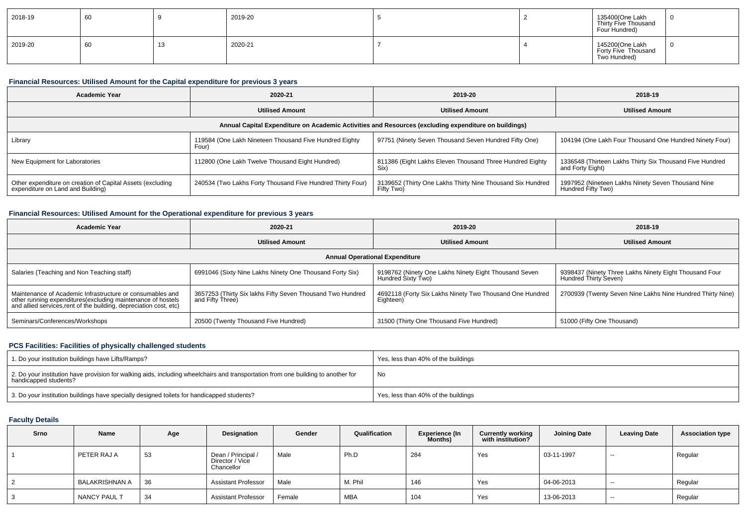| 2018-19 | 60 | 9 | 2019-20 | 5 | 2 | 135400(One Lakh Thirty Five Thousand Four Hundred) | 0 |
|---|---|---|---|---|---|---|---|
| 2019-20 | 60 | 13 | 2020-21 | 7 | 4 | 145200(One Lakh Forty Five Thousand Two Hundred) | 0 |

### Financial Resources: Utilised Amount for the Capital expenditure for previous 3 years

| Academic Year | 2020-21 | 2019-20 | 2018-19 |
|---|---|---|---|
| | Utilised Amount | Utilised Amount | Utilised Amount |
| Annual Capital Expenditure on Academic Activities and Resources (excluding expenditure on buildings) | | | |
| Library | 119584 (One Lakh Nineteen Thousand Five Hundred Eighty Four) | 97751 (Ninety Seven Thousand Seven Hundred Fifty One) | 104194 (One Lakh Four Thousand One Hundred Ninety Four) |
| New Equipment for Laboratories | 112800 (One Lakh Twelve Thousand Eight Hundred) | 811386 (Eight Lakhs Eleven Thousand Three Hundred Eighty Six) | 1336548 (Thirteen Lakhs Thirty Six Thousand Five Hundred and Forty Eight) |
| Other expenditure on creation of Capital Assets (excluding expenditure on Land and Building) | 240534 (Two Lakhs Forty Thousand Five Hundred Thirty Four) | 3139652 (Thirty One Lakhs Thirty Nine Thousand Six Hundred Fifty Two) | 1997952 (Nineteen Lakhs Ninety Seven Thousand Nine Hundred Fifty Two) |

### Financial Resources: Utilised Amount for the Operational expenditure for previous 3 years

| Academic Year | 2020-21 | 2019-20 | 2018-19 |
|---|---|---|---|
| | Utilised Amount | Utilised Amount | Utilised Amount |
| Annual Operational Expenditure | | | |
| Salaries (Teaching and Non Teaching staff) | 6991046 (Sixty Nine Lakhs Ninety One Thousand Forty Six) | 9198762 (Ninety One Lakhs Ninety Eight Thousand Seven Hundred Sixty Two) | 9398437 (Ninety Three Lakhs Ninety Eight Thousand Four Hundred Thirty Seven) |
| Maintenance of Academic Infrastructure or consumables and other running expenditures(excluding maintenance of hostels and allied services,rent of the building, depreciation cost, etc) | 3657253 (Thirty Six lakhs Fifty Seven Thousand Two Hundred and Fifty Three) | 4692118 (Forty Six Lakhs Ninety Two Thousand One Hundred Eighteen) | 2700939 (Twenty Seven Nine Lakhs Nine Hundred Thirty Nine) |
| Seminars/Conferences/Workshops | 20500 (Twenty Thousand Five Hundred) | 31500 (Thirty One Thousand Five Hundred) | 51000 (Fifty One Thousand) |

### PCS Facilities: Facilities of physically challenged students

| | |
|---|---|
| 1. Do your institution buildings have Lifts/Ramps? | Yes, less than 40% of the buildings |
| 2. Do your institution have provision for walking aids, including wheelchairs and transportation from one building to another for handicapped students? | No |
| 3. Do your institution buildings have specially designed toilets for handicapped students? | Yes, less than 40% of the buildings |

### Faculty Details

| Srno | Name | Age | Designation | Gender | Qualification | Experience (In Months) | Currently working with institution? | Joining Date | Leaving Date | Association type |
|---|---|---|---|---|---|---|---|---|---|---|
| 1 | PETER RAJ A | 53 | Dean / Principal / Director / Vice Chancellor | Male | Ph.D | 284 | Yes | 03-11-1997 | -- | Regular |
| 2 | BALAKRISHNAN A | 36 | Assistant Professor | Male | M. Phil | 146 | Yes | 04-06-2013 | -- | Regular |
| 3 | NANCY PAUL T | 34 | Assistant Professor | Female | MBA | 104 | Yes | 13-06-2013 | -- | Regular |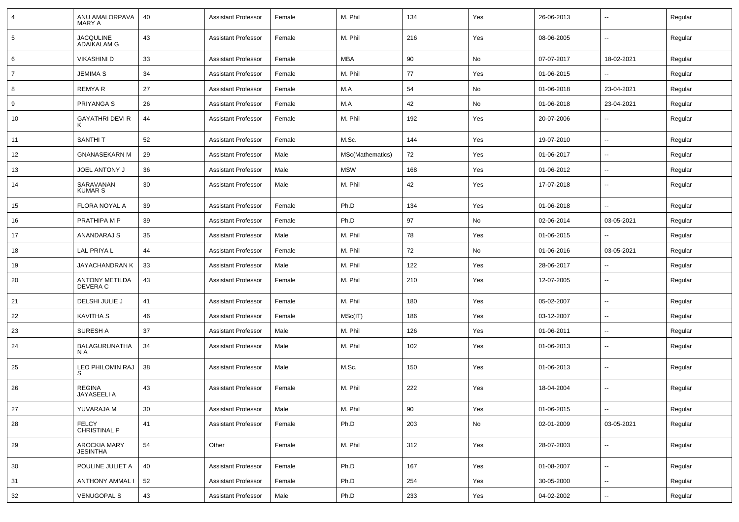| 4 | ANU AMALORPAVA MARY A | 40 | Assistant Professor | Female | M. Phil | 134 | Yes | 26-06-2013 | -- | Regular |
|---|---|---|---|---|---|---|---|---|---|---|
| 5 | JACQULINE ADAIKALAM G | 43 | Assistant Professor | Female | M. Phil | 216 | Yes | 08-06-2005 | -- | Regular |
| 6 | VIKASHINI D | 33 | Assistant Professor | Female | MBA | 90 | No | 07-07-2017 | 18-02-2021 | Regular |
| 7 | JEMIMA S | 34 | Assistant Professor | Female | M. Phil | 77 | Yes | 01-06-2015 | -- | Regular |
| 8 | REMYA R | 27 | Assistant Professor | Female | M.A | 54 | No | 01-06-2018 | 23-04-2021 | Regular |
| 9 | PRIYANGA S | 26 | Assistant Professor | Female | M.A | 42 | No | 01-06-2018 | 23-04-2021 | Regular |
| 10 | GAYATHRI DEVI R K | 44 | Assistant Professor | Female | M. Phil | 192 | Yes | 20-07-2006 | -- | Regular |
| 11 | SANTHI T | 52 | Assistant Professor | Female | M.Sc. | 144 | Yes | 19-07-2010 | -- | Regular |
| 12 | GNANASEKARN M | 29 | Assistant Professor | Male | MSc(Mathematics) | 72 | Yes | 01-06-2017 | -- | Regular |
| 13 | JOEL ANTONY J | 36 | Assistant Professor | Male | MSW | 168 | Yes | 01-06-2012 | -- | Regular |
| 14 | SARAVANAN KUMAR S | 30 | Assistant Professor | Male | M. Phil | 42 | Yes | 17-07-2018 | -- | Regular |
| 15 | FLORA NOYAL A | 39 | Assistant Professor | Female | Ph.D | 134 | Yes | 01-06-2018 | -- | Regular |
| 16 | PRATHIPA M P | 39 | Assistant Professor | Female | Ph.D | 97 | No | 02-06-2014 | 03-05-2021 | Regular |
| 17 | ANANDARAJ S | 35 | Assistant Professor | Male | M. Phil | 78 | Yes | 01-06-2015 | -- | Regular |
| 18 | LAL PRIYA L | 44 | Assistant Professor | Female | M. Phil | 72 | No | 01-06-2016 | 03-05-2021 | Regular |
| 19 | JAYACHANDRAN K | 33 | Assistant Professor | Male | M. Phil | 122 | Yes | 28-06-2017 | -- | Regular |
| 20 | ANTONY METILDA DEVERA C | 43 | Assistant Professor | Female | M. Phil | 210 | Yes | 12-07-2005 | -- | Regular |
| 21 | DELSHI JULIE J | 41 | Assistant Professor | Female | M. Phil | 180 | Yes | 05-02-2007 | -- | Regular |
| 22 | KAVITHA S | 46 | Assistant Professor | Female | MSc(IT) | 186 | Yes | 03-12-2007 | -- | Regular |
| 23 | SURESH A | 37 | Assistant Professor | Male | M. Phil | 126 | Yes | 01-06-2011 | -- | Regular |
| 24 | BALAGURUNATHAN A | 34 | Assistant Professor | Male | M. Phil | 102 | Yes | 01-06-2013 | -- | Regular |
| 25 | LEO PHILOMIN RAJ S | 38 | Assistant Professor | Male | M.Sc. | 150 | Yes | 01-06-2013 | -- | Regular |
| 26 | REGINA JAYASEELI A | 43 | Assistant Professor | Female | M. Phil | 222 | Yes | 18-04-2004 | -- | Regular |
| 27 | YUVARAJA M | 30 | Assistant Professor | Male | M. Phil | 90 | Yes | 01-06-2015 | -- | Regular |
| 28 | FELCY CHRISTINAL P | 41 | Assistant Professor | Female | Ph.D | 203 | No | 02-01-2009 | 03-05-2021 | Regular |
| 29 | AROCKIA MARY JESINTHA | 54 | Other | Female | M. Phil | 312 | Yes | 28-07-2003 | -- | Regular |
| 30 | POULINE JULIET A | 40 | Assistant Professor | Female | Ph.D | 167 | Yes | 01-08-2007 | -- | Regular |
| 31 | ANTHONY AMMAL I | 52 | Assistant Professor | Female | Ph.D | 254 | Yes | 30-05-2000 | -- | Regular |
| 32 | VENUGOPAL S | 43 | Assistant Professor | Male | Ph.D | 233 | Yes | 04-02-2002 | -- | Regular |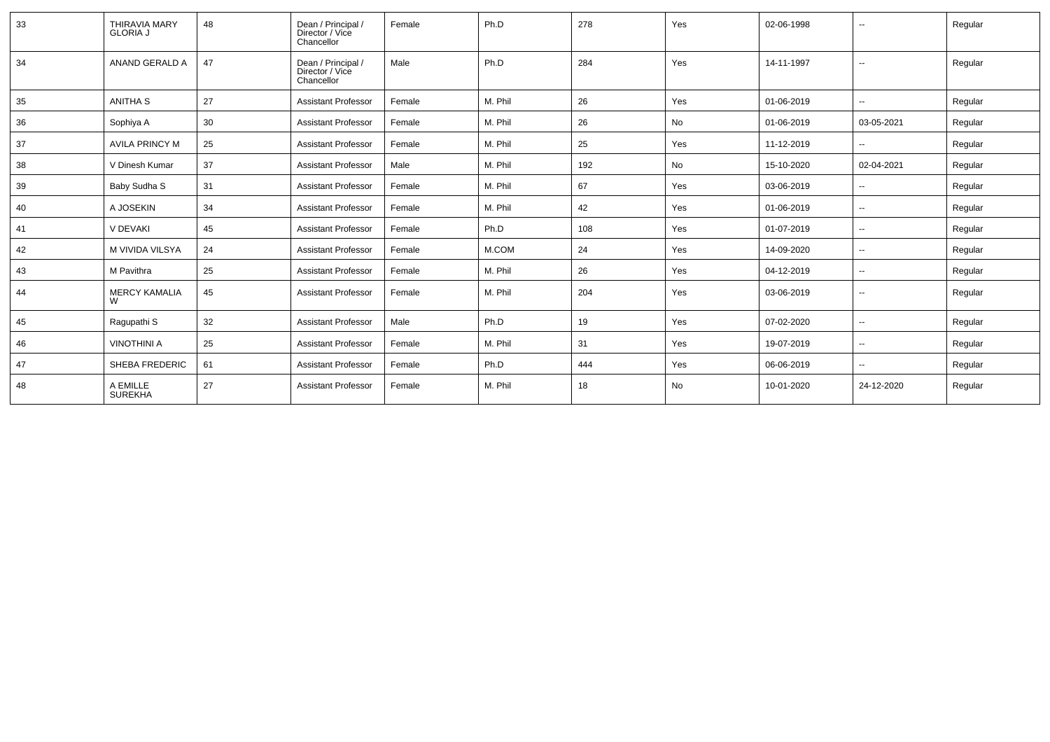| | | | | | | | | | | |
|---|---|---|---|---|---|---|---|---|---|---|
| 33 | THIRAVIA MARY GLORIA J | 48 | Dean / Principal / Director / Vice Chancellor | Female | Ph.D | 278 | Yes | 02-06-1998 | -- | Regular |
| 34 | ANAND GERALD A | 47 | Dean / Principal / Director / Vice Chancellor | Male | Ph.D | 284 | Yes | 14-11-1997 | -- | Regular |
| 35 | ANITHA S | 27 | Assistant Professor | Female | M. Phil | 26 | Yes | 01-06-2019 | -- | Regular |
| 36 | Sophiya A | 30 | Assistant Professor | Female | M. Phil | 26 | No | 01-06-2019 | 03-05-2021 | Regular |
| 37 | AVILA PRINCY M | 25 | Assistant Professor | Female | M. Phil | 25 | Yes | 11-12-2019 | -- | Regular |
| 38 | V Dinesh Kumar | 37 | Assistant Professor | Male | M. Phil | 192 | No | 15-10-2020 | 02-04-2021 | Regular |
| 39 | Baby Sudha S | 31 | Assistant Professor | Female | M. Phil | 67 | Yes | 03-06-2019 | -- | Regular |
| 40 | A JOSEKIN | 34 | Assistant Professor | Female | M. Phil | 42 | Yes | 01-06-2019 | -- | Regular |
| 41 | V DEVAKI | 45 | Assistant Professor | Female | Ph.D | 108 | Yes | 01-07-2019 | -- | Regular |
| 42 | M VIVIDA VILSYA | 24 | Assistant Professor | Female | M.COM | 24 | Yes | 14-09-2020 | -- | Regular |
| 43 | M Pavithra | 25 | Assistant Professor | Female | M. Phil | 26 | Yes | 04-12-2019 | -- | Regular |
| 44 | MERCY KAMALIA W | 45 | Assistant Professor | Female | M. Phil | 204 | Yes | 03-06-2019 | -- | Regular |
| 45 | Ragupathi S | 32 | Assistant Professor | Male | Ph.D | 19 | Yes | 07-02-2020 | -- | Regular |
| 46 | VINOTHINI A | 25 | Assistant Professor | Female | M. Phil | 31 | Yes | 19-07-2019 | -- | Regular |
| 47 | SHEBA FREDERIC | 61 | Assistant Professor | Female | Ph.D | 444 | Yes | 06-06-2019 | -- | Regular |
| 48 | A EMILLE SUREKHA | 27 | Assistant Professor | Female | M. Phil | 18 | No | 10-01-2020 | 24-12-2020 | Regular |